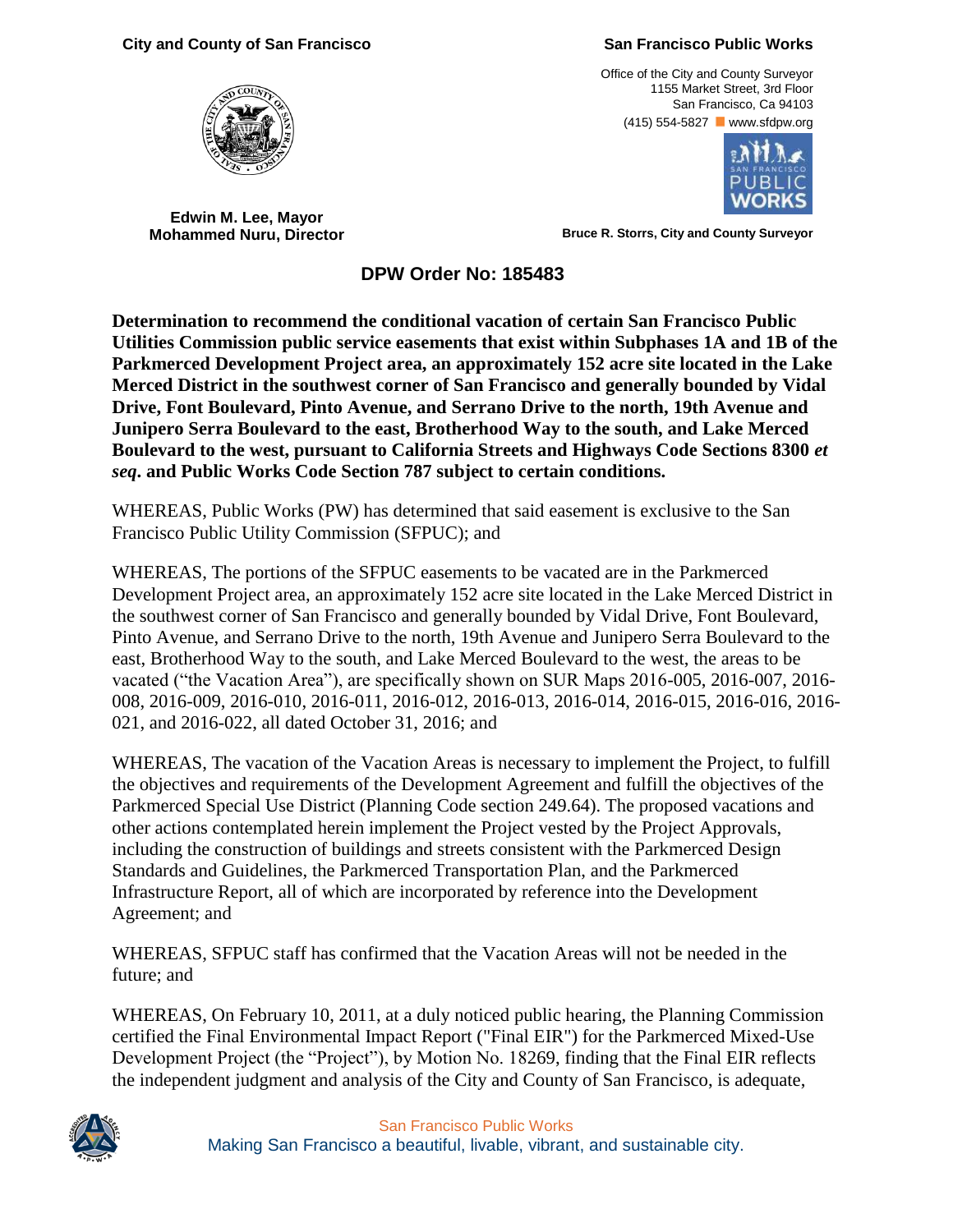City and County of San Francisco

San Francisco Public Works

Office of the City and County Surveyor
1155 Market Street, 3rd Floor
San Francisco, Ca 94103
(415) 554-5827 www.sfdpw.org

**Edwin M. Lee, Mayor**
**Mohammed Nuru, Director**

**Bruce R. Storrs, City and County Surveyor**

## DPW Order No: 185483

**Determination to recommend the conditional vacation of certain San Francisco Public Utilities Commission public service easements that exist within Subphases 1A and 1B of the Parkmerced Development Project area, an approximately 152 acre site located in the Lake Merced District in the southwest corner of San Francisco and generally bounded by Vidal Drive, Font Boulevard, Pinto Avenue, and Serrano Drive to the north, 19th Avenue and Junipero Serra Boulevard to the east, Brotherhood Way to the south, and Lake Merced Boulevard to the west, pursuant to California Streets and Highways Code Sections 8300 *et seq*. and Public Works Code Section 787 subject to certain conditions.**

WHEREAS, Public Works (PW) has determined that said easement is exclusive to the San Francisco Public Utility Commission (SFPUC); and

WHEREAS, The portions of the SFPUC easements to be vacated are in the Parkmerced Development Project area, an approximately 152 acre site located in the Lake Merced District in the southwest corner of San Francisco and generally bounded by Vidal Drive, Font Boulevard, Pinto Avenue, and Serrano Drive to the north, 19th Avenue and Junipero Serra Boulevard to the east, Brotherhood Way to the south, and Lake Merced Boulevard to the west, the areas to be vacated ("the Vacation Area"), are specifically shown on SUR Maps 2016-005, 2016-007, 2016-008, 2016-009, 2016-010, 2016-011, 2016-012, 2016-013, 2016-014, 2016-015, 2016-016, 2016-021, and 2016-022, all dated October 31, 2016; and

WHEREAS, The vacation of the Vacation Areas is necessary to implement the Project, to fulfill the objectives and requirements of the Development Agreement and fulfill the objectives of the Parkmerced Special Use District (Planning Code section 249.64). The proposed vacations and other actions contemplated herein implement the Project vested by the Project Approvals, including the construction of buildings and streets consistent with the Parkmerced Design Standards and Guidelines, the Parkmerced Transportation Plan, and the Parkmerced Infrastructure Report, all of which are incorporated by reference into the Development Agreement; and

WHEREAS, SFPUC staff has confirmed that the Vacation Areas will not be needed in the future; and

WHEREAS, On February 10, 2011, at a duly noticed public hearing, the Planning Commission certified the Final Environmental Impact Report ("Final EIR") for the Parkmerced Mixed-Use Development Project (the "Project"), by Motion No. 18269, finding that the Final EIR reflects the independent judgment and analysis of the City and County of San Francisco, is adequate,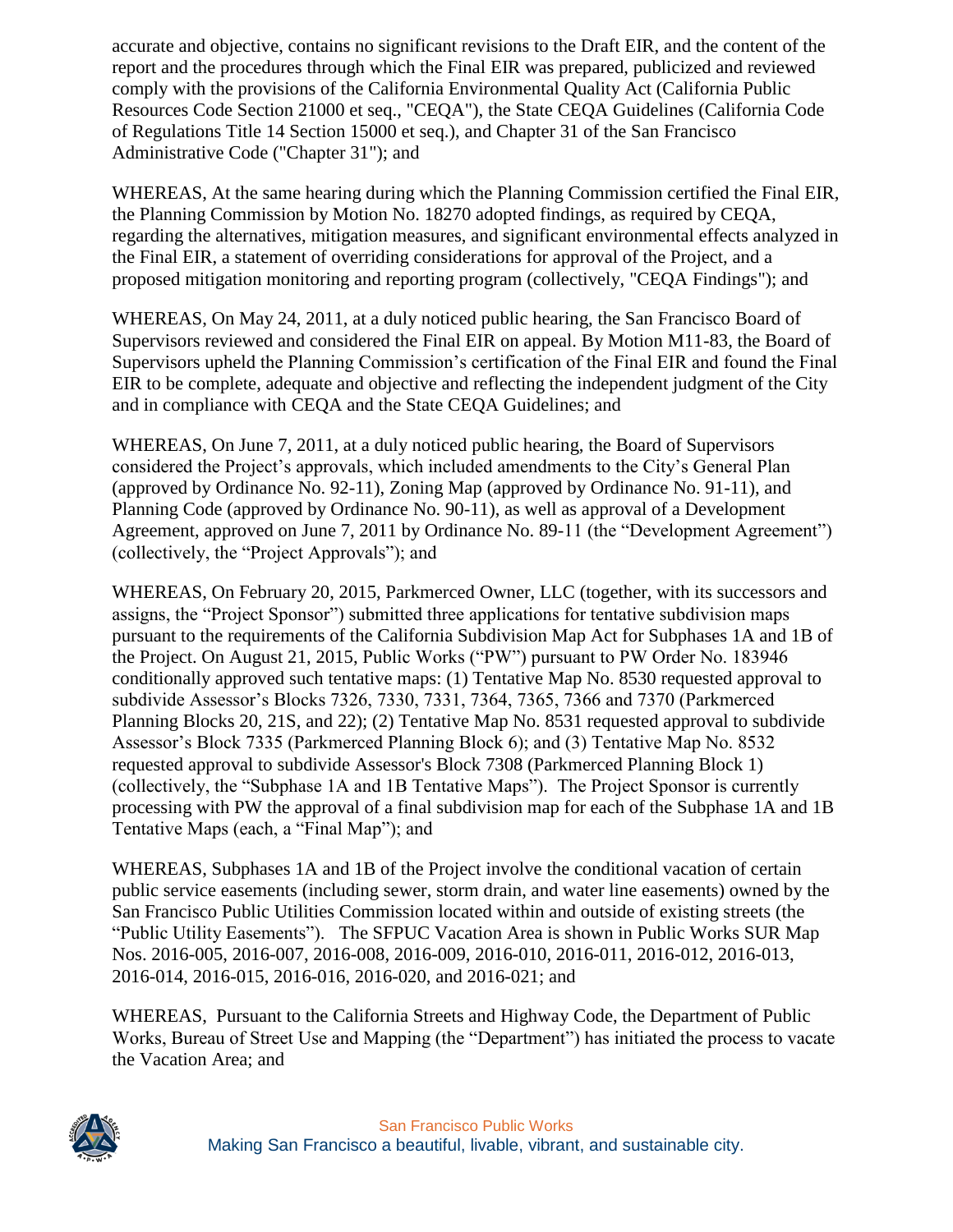accurate and objective, contains no significant revisions to the Draft EIR, and the content of the report and the procedures through which the Final EIR was prepared, publicized and reviewed comply with the provisions of the California Environmental Quality Act (California Public Resources Code Section 21000 et seq., "CEQA"), the State CEQA Guidelines (California Code of Regulations Title 14 Section 15000 et seq.), and Chapter 31 of the San Francisco Administrative Code ("Chapter 31"); and

WHEREAS, At the same hearing during which the Planning Commission certified the Final EIR, the Planning Commission by Motion No. 18270 adopted findings, as required by CEQA, regarding the alternatives, mitigation measures, and significant environmental effects analyzed in the Final EIR, a statement of overriding considerations for approval of the Project, and a proposed mitigation monitoring and reporting program (collectively, "CEQA Findings"); and

WHEREAS, On May 24, 2011, at a duly noticed public hearing, the San Francisco Board of Supervisors reviewed and considered the Final EIR on appeal. By Motion M11-83, the Board of Supervisors upheld the Planning Commission's certification of the Final EIR and found the Final EIR to be complete, adequate and objective and reflecting the independent judgment of the City and in compliance with CEQA and the State CEQA Guidelines; and

WHEREAS, On June 7, 2011, at a duly noticed public hearing, the Board of Supervisors considered the Project's approvals, which included amendments to the City's General Plan (approved by Ordinance No. 92-11), Zoning Map (approved by Ordinance No. 91-11), and Planning Code (approved by Ordinance No. 90-11), as well as approval of a Development Agreement, approved on June 7, 2011 by Ordinance No. 89-11 (the "Development Agreement") (collectively, the "Project Approvals"); and

WHEREAS, On February 20, 2015, Parkmerced Owner, LLC (together, with its successors and assigns, the "Project Sponsor") submitted three applications for tentative subdivision maps pursuant to the requirements of the California Subdivision Map Act for Subphases 1A and 1B of the Project. On August 21, 2015, Public Works ("PW") pursuant to PW Order No. 183946 conditionally approved such tentative maps: (1) Tentative Map No. 8530 requested approval to subdivide Assessor's Blocks 7326, 7330, 7331, 7364, 7365, 7366 and 7370 (Parkmerced Planning Blocks 20, 21S, and 22); (2) Tentative Map No. 8531 requested approval to subdivide Assessor's Block 7335 (Parkmerced Planning Block 6); and (3) Tentative Map No. 8532 requested approval to subdivide Assessor's Block 7308 (Parkmerced Planning Block 1) (collectively, the "Subphase 1A and 1B Tentative Maps"). The Project Sponsor is currently processing with PW the approval of a final subdivision map for each of the Subphase 1A and 1B Tentative Maps (each, a "Final Map"); and

WHEREAS, Subphases 1A and 1B of the Project involve the conditional vacation of certain public service easements (including sewer, storm drain, and water line easements) owned by the San Francisco Public Utilities Commission located within and outside of existing streets (the "Public Utility Easements"). The SFPUC Vacation Area is shown in Public Works SUR Map Nos. 2016-005, 2016-007, 2016-008, 2016-009, 2016-010, 2016-011, 2016-012, 2016-013, 2016-014, 2016-015, 2016-016, 2016-020, and 2016-021; and

WHEREAS, Pursuant to the California Streets and Highway Code, the Department of Public Works, Bureau of Street Use and Mapping (the "Department") has initiated the process to vacate the Vacation Area; and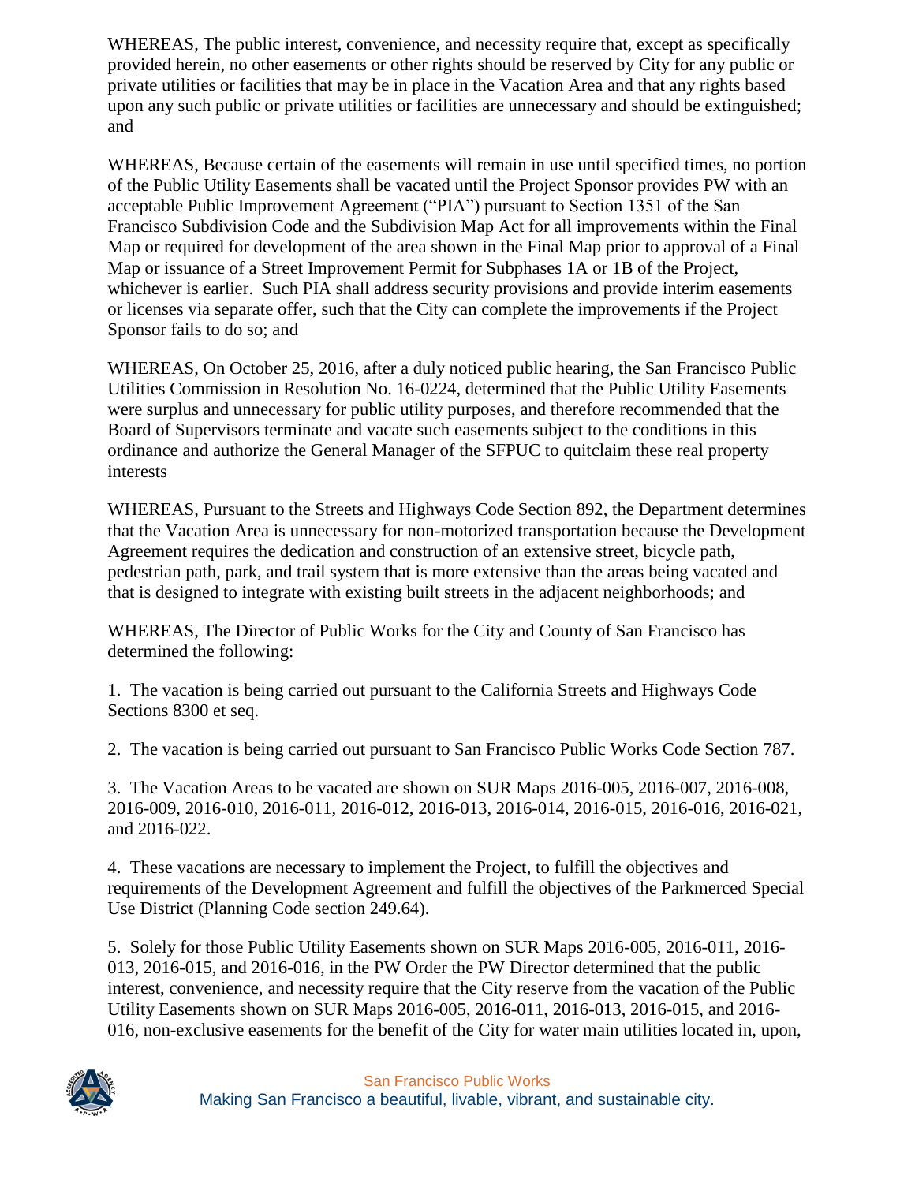WHEREAS, The public interest, convenience, and necessity require that, except as specifically provided herein, no other easements or other rights should be reserved by City for any public or private utilities or facilities that may be in place in the Vacation Area and that any rights based upon any such public or private utilities or facilities are unnecessary and should be extinguished; and

WHEREAS, Because certain of the easements will remain in use until specified times, no portion of the Public Utility Easements shall be vacated until the Project Sponsor provides PW with an acceptable Public Improvement Agreement ("PIA") pursuant to Section 1351 of the San Francisco Subdivision Code and the Subdivision Map Act for all improvements within the Final Map or required for development of the area shown in the Final Map prior to approval of a Final Map or issuance of a Street Improvement Permit for Subphases 1A or 1B of the Project, whichever is earlier. Such PIA shall address security provisions and provide interim easements or licenses via separate offer, such that the City can complete the improvements if the Project Sponsor fails to do so; and

WHEREAS, On October 25, 2016, after a duly noticed public hearing, the San Francisco Public Utilities Commission in Resolution No. 16-0224, determined that the Public Utility Easements were surplus and unnecessary for public utility purposes, and therefore recommended that the Board of Supervisors terminate and vacate such easements subject to the conditions in this ordinance and authorize the General Manager of the SFPUC to quitclaim these real property interests

WHEREAS, Pursuant to the Streets and Highways Code Section 892, the Department determines that the Vacation Area is unnecessary for non-motorized transportation because the Development Agreement requires the dedication and construction of an extensive street, bicycle path, pedestrian path, park, and trail system that is more extensive than the areas being vacated and that is designed to integrate with existing built streets in the adjacent neighborhoods; and

WHEREAS, The Director of Public Works for the City and County of San Francisco has determined the following:

1. The vacation is being carried out pursuant to the California Streets and Highways Code Sections 8300 et seq.

2. The vacation is being carried out pursuant to San Francisco Public Works Code Section 787.

3. The Vacation Areas to be vacated are shown on SUR Maps 2016-005, 2016-007, 2016-008, 2016-009, 2016-010, 2016-011, 2016-012, 2016-013, 2016-014, 2016-015, 2016-016, 2016-021, and 2016-022.

4. These vacations are necessary to implement the Project, to fulfill the objectives and requirements of the Development Agreement and fulfill the objectives of the Parkmerced Special Use District (Planning Code section 249.64).

5. Solely for those Public Utility Easements shown on SUR Maps 2016-005, 2016-011, 2016-013, 2016-015, and 2016-016, in the PW Order the PW Director determined that the public interest, convenience, and necessity require that the City reserve from the vacation of the Public Utility Easements shown on SUR Maps 2016-005, 2016-011, 2016-013, 2016-015, and 2016-016, non-exclusive easements for the benefit of the City for water main utilities located in, upon,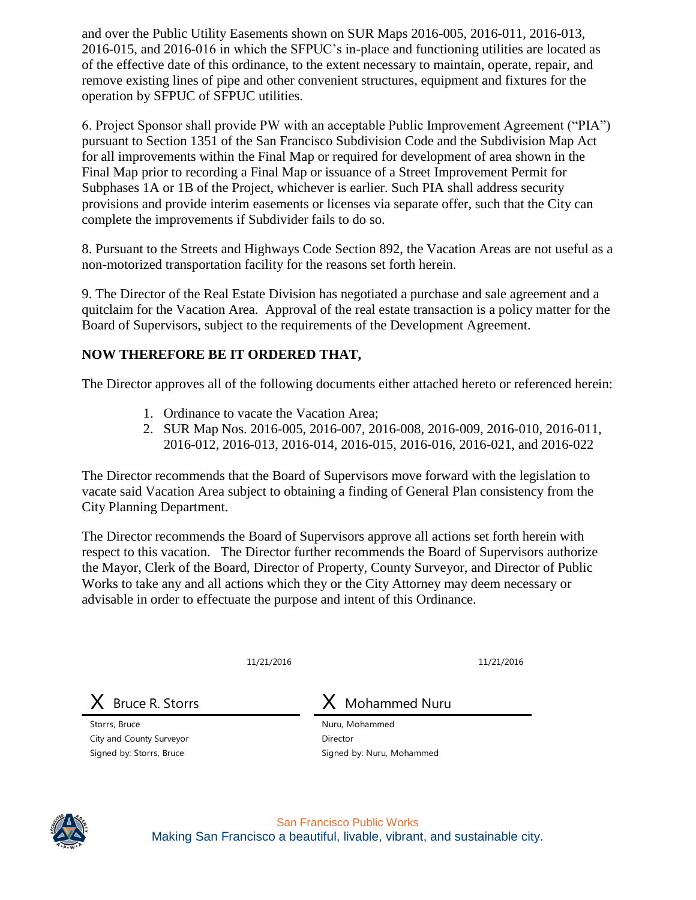and over the Public Utility Easements shown on SUR Maps 2016-005, 2016-011, 2016-013, 2016-015, and 2016-016 in which the SFPUC's in-place and functioning utilities are located as of the effective date of this ordinance, to the extent necessary to maintain, operate, repair, and remove existing lines of pipe and other convenient structures, equipment and fixtures for the operation by SFPUC of SFPUC utilities.

6. Project Sponsor shall provide PW with an acceptable Public Improvement Agreement ("PIA") pursuant to Section 1351 of the San Francisco Subdivision Code and the Subdivision Map Act for all improvements within the Final Map or required for development of area shown in the Final Map prior to recording a Final Map or issuance of a Street Improvement Permit for Subphases 1A or 1B of the Project, whichever is earlier. Such PIA shall address security provisions and provide interim easements or licenses via separate offer, such that the City can complete the improvements if Subdivider fails to do so.

8. Pursuant to the Streets and Highways Code Section 892, the Vacation Areas are not useful as a non-motorized transportation facility for the reasons set forth herein.

9. The Director of the Real Estate Division has negotiated a purchase and sale agreement and a quitclaim for the Vacation Area. Approval of the real estate transaction is a policy matter for the Board of Supervisors, subject to the requirements of the Development Agreement.

**NOW THEREFORE BE IT ORDERED THAT,**

The Director approves all of the following documents either attached hereto or referenced herein:

1. Ordinance to vacate the Vacation Area;
2. SUR Map Nos. 2016-005, 2016-007, 2016-008, 2016-009, 2016-010, 2016-011, 2016-012, 2016-013, 2016-014, 2016-015, 2016-016, 2016-021, and 2016-022

The Director recommends that the Board of Supervisors move forward with the legislation to vacate said Vacation Area subject to obtaining a finding of General Plan consistency from the City Planning Department.

The Director recommends the Board of Supervisors approve all actions set forth herein with respect to this vacation. The Director further recommends the Board of Supervisors authorize the Mayor, Clerk of the Board, Director of Property, County Surveyor, and Director of Public Works to take any and all actions which they or the City Attorney may deem necessary or advisable in order to effectuate the purpose and intent of this Ordinance.

11/21/2016

X Bruce R. Storrs

Storrs, Bruce
City and County Surveyor
Signed by: Storrs, Bruce

11/21/2016

X Mohammed Nuru

Nuru, Mohammed
Director
Signed by: Nuru, Mohammed

San Francisco Public Works
Making San Francisco a beautiful, livable, vibrant, and sustainable city.